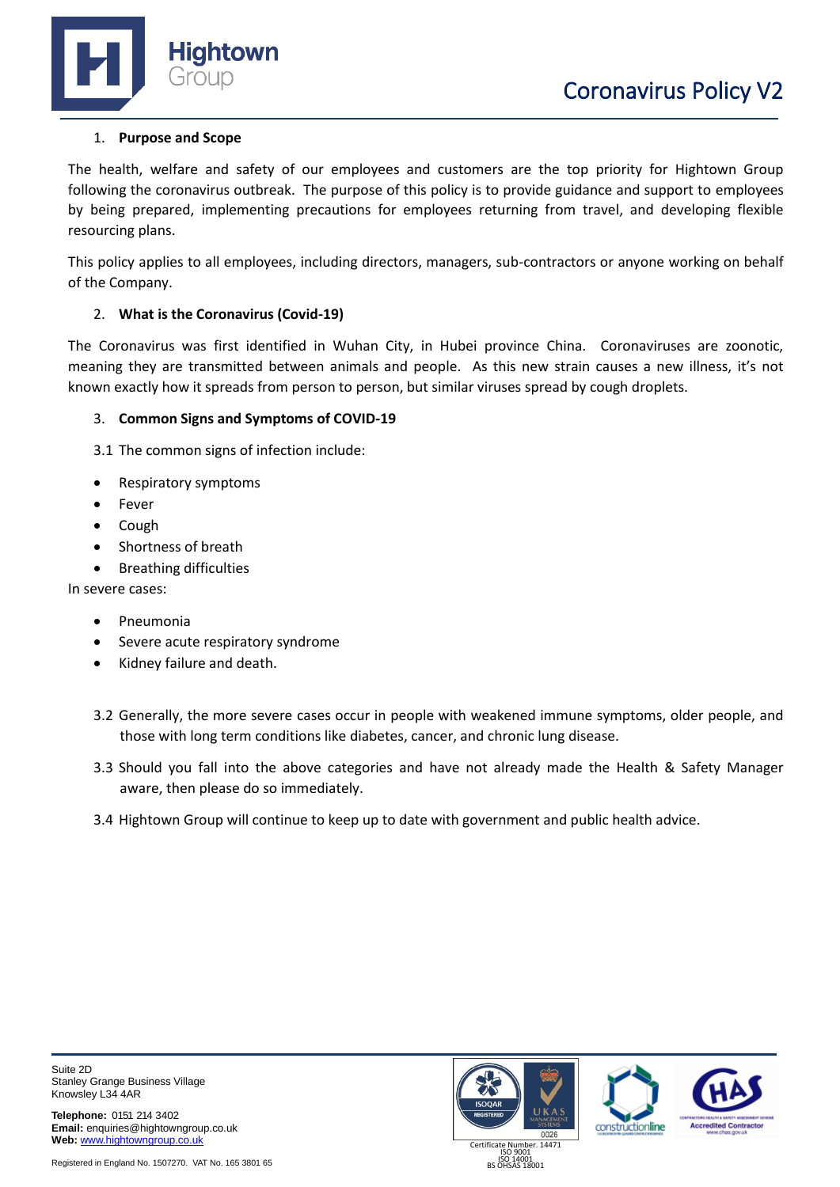# Coronavirus Policy V2

## 1. Purpose and Scope

The health, welfare and safety of our employees and customers are the top priority for Hightown Group following the coronavirus outbreak. The purpose of this policy is to provide guidance and support to employees by being prepared, implementing precautions for employees returning from travel, and developing flexible resourcing plans.

This policy applies to all employees, including directors, managers, sub-contractors or anyone working on behalf of the Company.

## 2. What is the Coronavirus (Covid-19)

The Coronavirus was first identified in Wuhan City, in Hubei province China. Coronaviruses are zoonotic, meaning they are transmitted between animals and people. As this new strain causes a new illness, it's not known exactly how it spreads from person to person, but similar viruses spread by cough droplets.

## 3. Common Signs and Symptoms of COVID-19

3.1 The common signs of infection include:

- Respiratory symptoms
- Fever
- Cough
- Shortness of breath
- Breathing difficulties

In severe cases:

- Pneumonia
- Severe acute respiratory syndrome
- Kidney failure and death.

3.2 Generally, the more severe cases occur in people with weakened immune symptoms, older people, and those with long term conditions like diabetes, cancer, and chronic lung disease.

3.3 Should you fall into the above categories and have not already made the Health & Safety Manager aware, then please do so immediately.

3.4 Hightown Group will continue to keep up to date with government and public health advice.

Suite 2D
Stanley Grange Business Village
Knowsley L34 4AR

**Telephone:** 0151 214 3402
**Email:** enquiries@hightowngroup.co.uk
**Web:** www.hightowngroup.co.uk

Registered in England No. 1507270. VAT No. 165 3801 65

Certificate Number. 14471
ISO 9001
ISO 14001
BS OHSAS 18001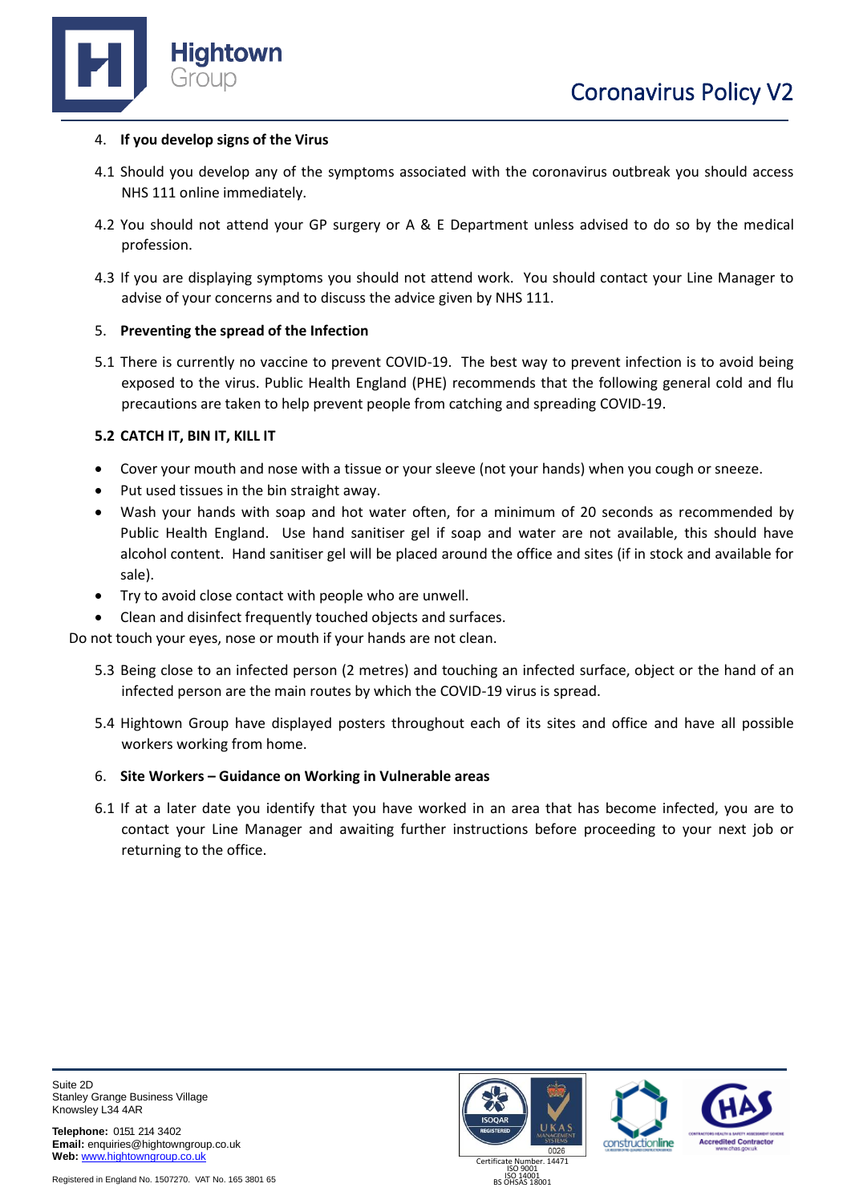4. **If you develop signs of the Virus**

4.1 Should you develop any of the symptoms associated with the coronavirus outbreak you should access NHS 111 online immediately.

4.2 You should not attend your GP surgery or A & E Department unless advised to do so by the medical profession.

4.3 If you are displaying symptoms you should not attend work. You should contact your Line Manager to advise of your concerns and to discuss the advice given by NHS 111.

5. **Preventing the spread of the Infection**

5.1 There is currently no vaccine to prevent COVID-19. The best way to prevent infection is to avoid being exposed to the virus. Public Health England (PHE) recommends that the following general cold and flu precautions are taken to help prevent people from catching and spreading COVID-19.

**5.2 CATCH IT, BIN IT, KILL IT**

- Cover your mouth and nose with a tissue or your sleeve (not your hands) when you cough or sneeze.
- Put used tissues in the bin straight away.
- Wash your hands with soap and hot water often, for a minimum of 20 seconds as recommended by Public Health England. Use hand sanitiser gel if soap and water are not available, this should have alcohol content. Hand sanitiser gel will be placed around the office and sites (if in stock and available for sale).
- Try to avoid close contact with people who are unwell.
- Clean and disinfect frequently touched objects and surfaces.

Do not touch your eyes, nose or mouth if your hands are not clean.

5.3 Being close to an infected person (2 metres) and touching an infected surface, object or the hand of an infected person are the main routes by which the COVID-19 virus is spread.

5.4 Hightown Group have displayed posters throughout each of its sites and office and have all possible workers working from home.

6. **Site Workers – Guidance on Working in Vulnerable areas**

6.1 If at a later date you identify that you have worked in an area that has become infected, you are to contact your Line Manager and awaiting further instructions before proceeding to your next job or returning to the office.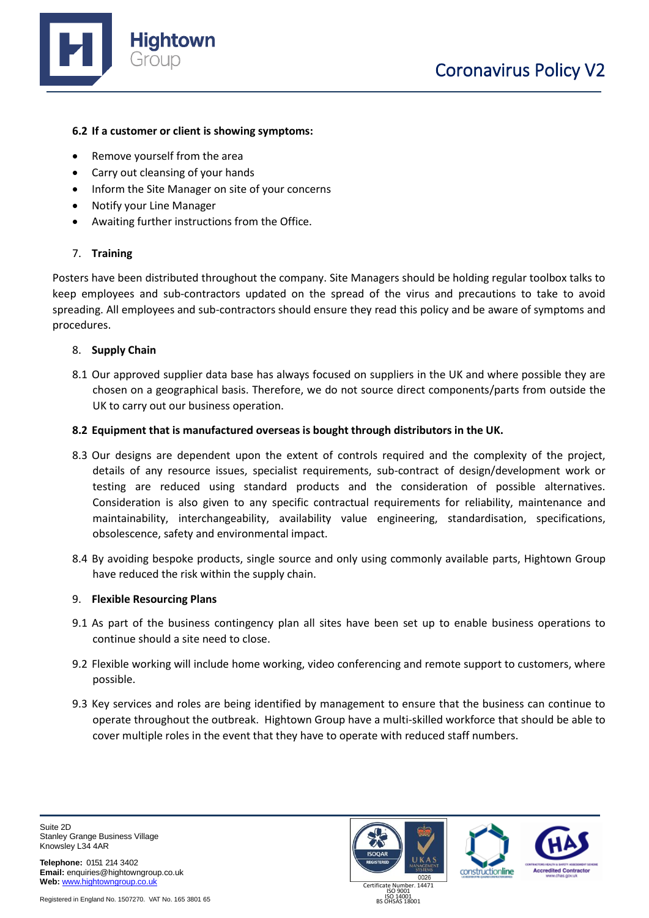**6.2 If a customer or client is showing symptoms:**

- Remove yourself from the area
- Carry out cleansing of your hands
- Inform the Site Manager on site of your concerns
- Notify your Line Manager
- Awaiting further instructions from the Office.

## 7. Training

Posters have been distributed throughout the company. Site Managers should be holding regular toolbox talks to keep employees and sub-contractors updated on the spread of the virus and precautions to take to avoid spreading. All employees and sub-contractors should ensure they read this policy and be aware of symptoms and procedures.

## 8. Supply Chain

8.1 Our approved supplier data base has always focused on suppliers in the UK and where possible they are chosen on a geographical basis. Therefore, we do not source direct components/parts from outside the UK to carry out our business operation.

**8.2 Equipment that is manufactured overseas is bought through distributors in the UK.**

8.3 Our designs are dependent upon the extent of controls required and the complexity of the project, details of any resource issues, specialist requirements, sub-contract of design/development work or testing are reduced using standard products and the consideration of possible alternatives. Consideration is also given to any specific contractual requirements for reliability, maintenance and maintainability, interchangeability, availability value engineering, standardisation, specifications, obsolescence, safety and environmental impact.

8.4 By avoiding bespoke products, single source and only using commonly available parts, Hightown Group have reduced the risk within the supply chain.

## 9. Flexible Resourcing Plans

9.1 As part of the business contingency plan all sites have been set up to enable business operations to continue should a site need to close.

9.2 Flexible working will include home working, video conferencing and remote support to customers, where possible.

9.3 Key services and roles are being identified by management to ensure that the business can continue to operate throughout the outbreak. Hightown Group have a multi-skilled workforce that should be able to cover multiple roles in the event that they have to operate with reduced staff numbers.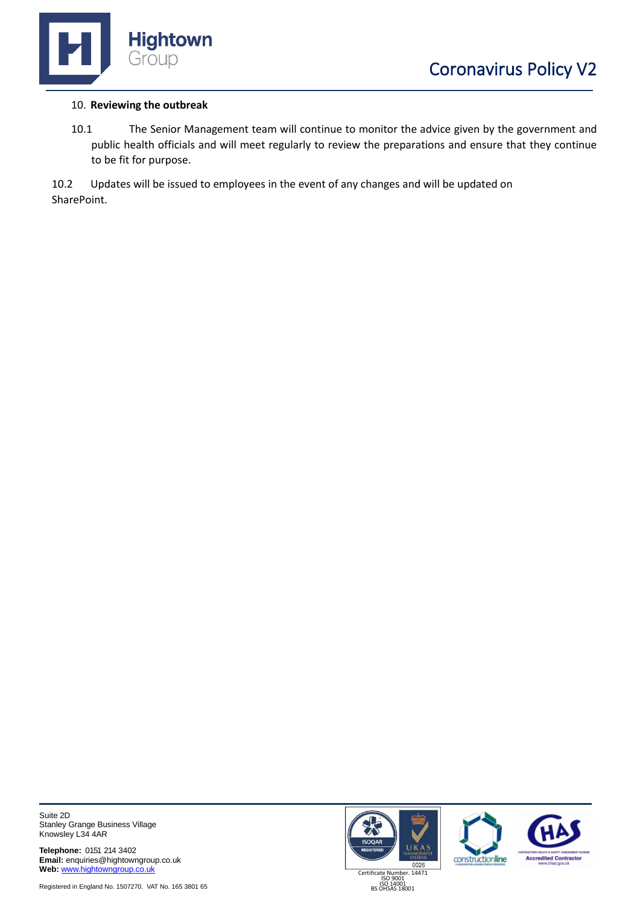10. **Reviewing the outbreak**

10.1 The Senior Management team will continue to monitor the advice given by the government and public health officials and will meet regularly to review the preparations and ensure that they continue to be fit for purpose.

10.2 Updates will be issued to employees in the event of any changes and will be updated on SharePoint.